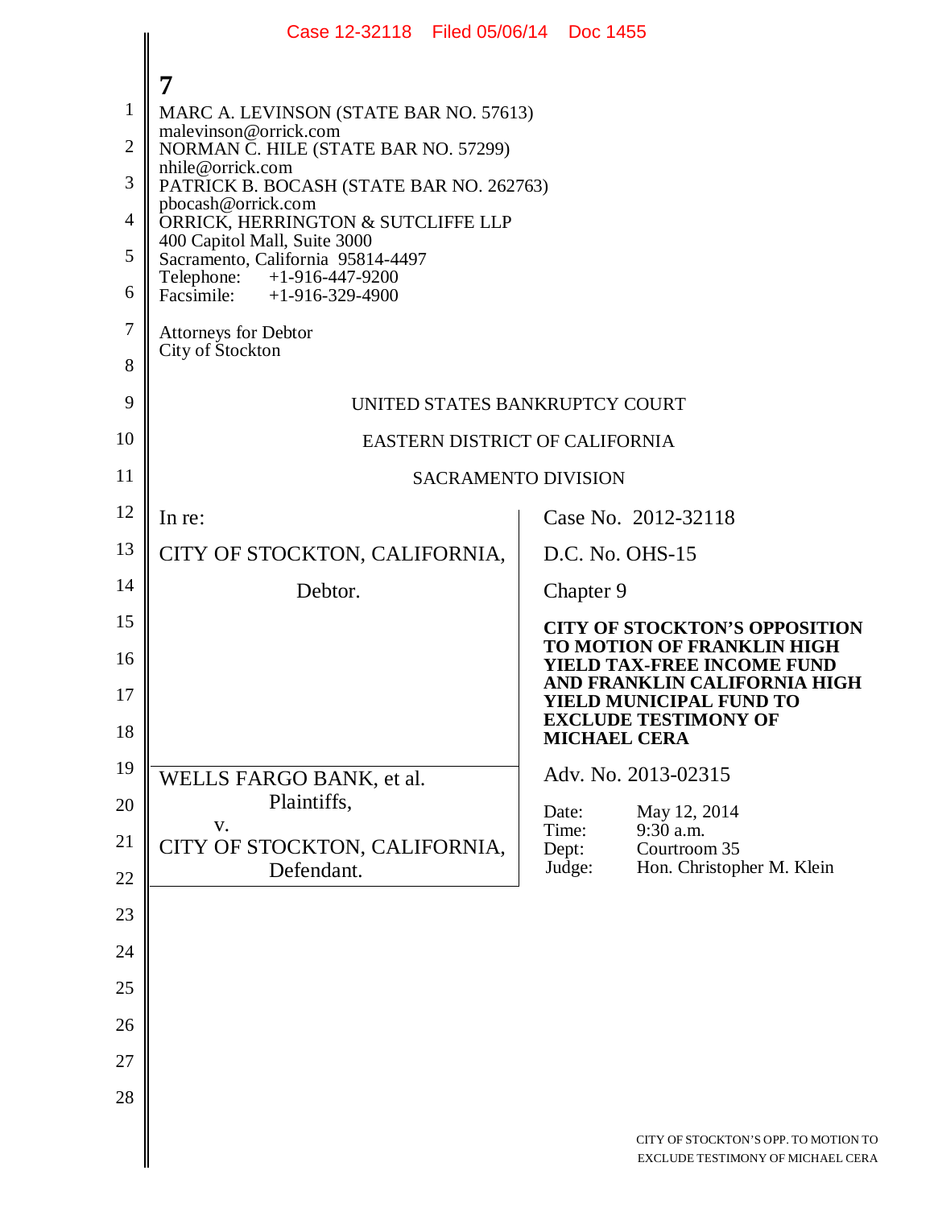MARC A. LEVINSON (STATE BAR NO. 57613)
malevinson@orrick.com
NORMAN C. HILE (STATE BAR NO. 57299)
nhile@orrick.com
PATRICK B. BOCASH (STATE BAR NO. 262763)
pbocash@orrick.com
ORRICK, HERRINGTON & SUTCLIFFE LLP
400 Capitol Mall, Suite 3000
Sacramento, California 95814-4497
Telephone: +1-916-447-9200
Facsimile: +1-916-329-4900

Attorneys for Debtor
City of Stockton

UNITED STATES BANKRUPTCY COURT

EASTERN DISTRICT OF CALIFORNIA

SACRAMENTO DIVISION

| | |
|---|---|
| In re:<br><br>CITY OF STOCKTON, CALIFORNIA,<br><br>Debtor. | Case No. 2012-32118<br><br>D.C. No. OHS-15<br><br>Chapter 9<br><br>**CITY OF STOCKTON'S OPPOSITION TO MOTION OF FRANKLIN HIGH YIELD TAX-FREE INCOME FUND AND FRANKLIN CALIFORNIA HIGH YIELD MUNICIPAL FUND TO EXCLUDE TESTIMONY OF MICHAEL CERA** |
| WELLS FARGO BANK, et al.<br>Plaintiffs,<br>v.<br>CITY OF STOCKTON, CALIFORNIA,<br>Defendant. | Adv. No. 2013-02315<br><br>Date: May 12, 2014<br>Time: 9:30 a.m.<br>Dept: Courtroom 35<br>Judge: Hon. Christopher M. Klein |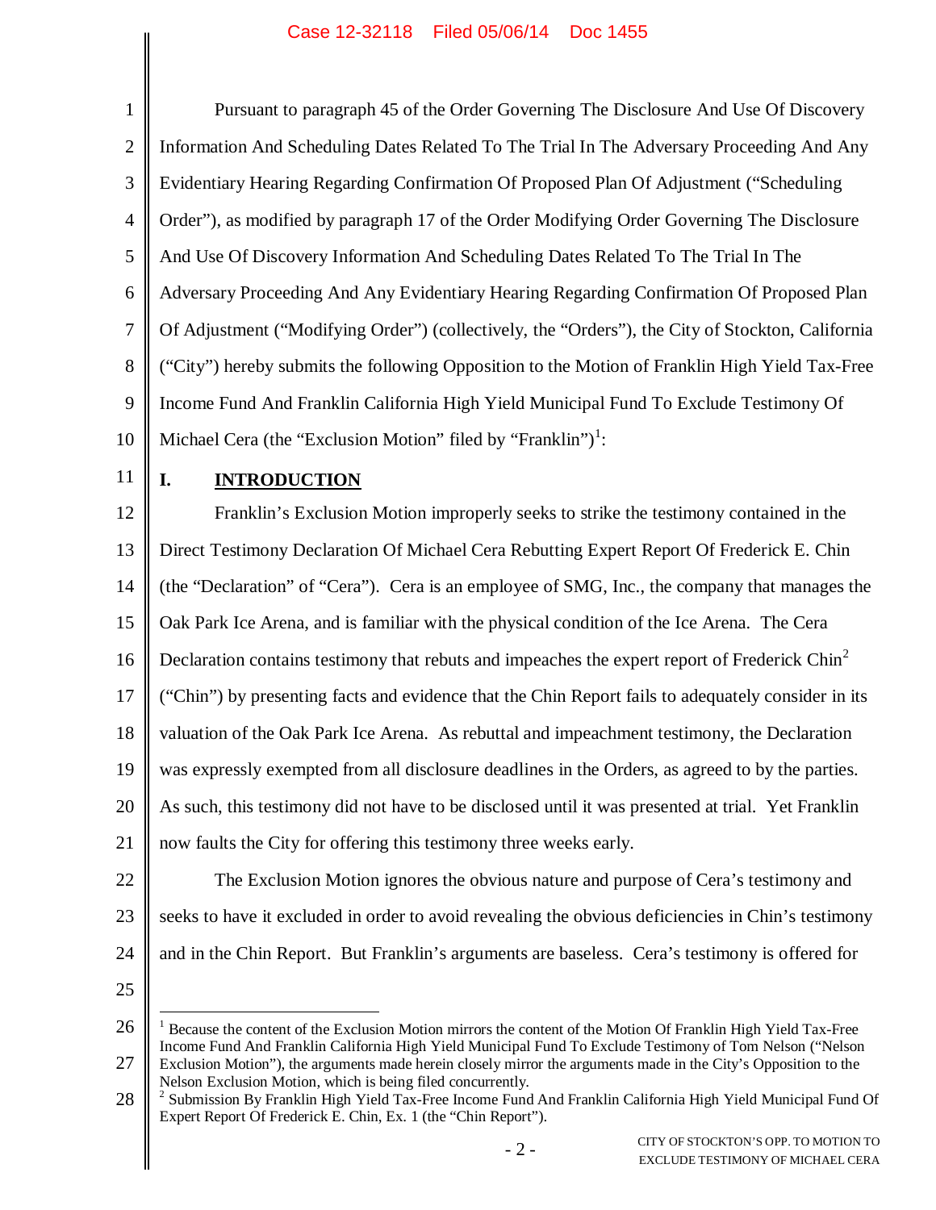Pursuant to paragraph 45 of the Order Governing The Disclosure And Use Of Discovery Information And Scheduling Dates Related To The Trial In The Adversary Proceeding And Any Evidentiary Hearing Regarding Confirmation Of Proposed Plan Of Adjustment ("Scheduling Order"), as modified by paragraph 17 of the Order Modifying Order Governing The Disclosure And Use Of Discovery Information And Scheduling Dates Related To The Trial In The Adversary Proceeding And Any Evidentiary Hearing Regarding Confirmation Of Proposed Plan Of Adjustment ("Modifying Order") (collectively, the "Orders"), the City of Stockton, California ("City") hereby submits the following Opposition to the Motion of Franklin High Yield Tax-Free Income Fund And Franklin California High Yield Municipal Fund To Exclude Testimony Of Michael Cera (the "Exclusion Motion" filed by "Franklin")[1]:

## I. INTRODUCTION

Franklin's Exclusion Motion improperly seeks to strike the testimony contained in the Direct Testimony Declaration Of Michael Cera Rebutting Expert Report Of Frederick E. Chin (the "Declaration" of "Cera"). Cera is an employee of SMG, Inc., the company that manages the Oak Park Ice Arena, and is familiar with the physical condition of the Ice Arena. The Cera Declaration contains testimony that rebuts and impeaches the expert report of Frederick Chin[2] ("Chin") by presenting facts and evidence that the Chin Report fails to adequately consider in its valuation of the Oak Park Ice Arena. As rebuttal and impeachment testimony, the Declaration was expressly exempted from all disclosure deadlines in the Orders, as agreed to by the parties. As such, this testimony did not have to be disclosed until it was presented at trial. Yet Franklin now faults the City for offering this testimony three weeks early.

The Exclusion Motion ignores the obvious nature and purpose of Cera's testimony and seeks to have it excluded in order to avoid revealing the obvious deficiencies in Chin's testimony and in the Chin Report. But Franklin's arguments are baseless. Cera's testimony is offered for

---

[1] Because the content of the Exclusion Motion mirrors the content of the Motion Of Franklin High Yield Tax-Free Income Fund And Franklin California High Yield Municipal Fund To Exclude Testimony of Tom Nelson ("Nelson Exclusion Motion"), the arguments made herein closely mirror the arguments made in the City's Opposition to the Nelson Exclusion Motion, which is being filed concurrently.

[2] Submission By Franklin High Yield Tax-Free Income Fund And Franklin California High Yield Municipal Fund Of Expert Report Of Frederick E. Chin, Ex. 1 (the "Chin Report").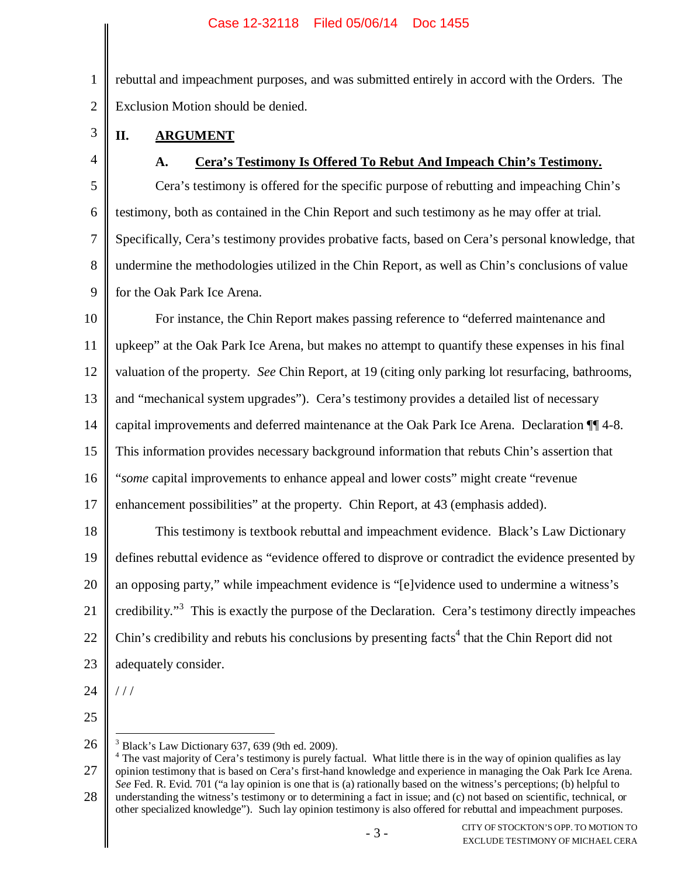rebuttal and impeachment purposes, and was submitted entirely in accord with the Orders. The Exclusion Motion should be denied.

## II. ARGUMENT

### A. Cera's Testimony Is Offered To Rebut And Impeach Chin's Testimony.

Cera's testimony is offered for the specific purpose of rebutting and impeaching Chin's testimony, both as contained in the Chin Report and such testimony as he may offer at trial. Specifically, Cera's testimony provides probative facts, based on Cera's personal knowledge, that undermine the methodologies utilized in the Chin Report, as well as Chin's conclusions of value for the Oak Park Ice Arena.

For instance, the Chin Report makes passing reference to "deferred maintenance and upkeep" at the Oak Park Ice Arena, but makes no attempt to quantify these expenses in his final valuation of the property. *See* Chin Report, at 19 (citing only parking lot resurfacing, bathrooms, and "mechanical system upgrades"). Cera's testimony provides a detailed list of necessary capital improvements and deferred maintenance at the Oak Park Ice Arena. Declaration ¶¶ 4-8. This information provides necessary background information that rebuts Chin's assertion that "*some* capital improvements to enhance appeal and lower costs" might create "revenue enhancement possibilities" at the property. Chin Report, at 43 (emphasis added).

This testimony is textbook rebuttal and impeachment evidence. Black's Law Dictionary defines rebuttal evidence as "evidence offered to disprove or contradict the evidence presented by an opposing party," while impeachment evidence is "[e]vidence used to undermine a witness's credibility."[3] This is exactly the purpose of the Declaration. Cera's testimony directly impeaches Chin's credibility and rebuts his conclusions by presenting facts[4] that the Chin Report did not adequately consider.

/ / /

---

[3] Black's Law Dictionary 637, 639 (9th ed. 2009).

[4] The vast majority of Cera's testimony is purely factual. What little there is in the way of opinion qualifies as lay opinion testimony that is based on Cera's first-hand knowledge and experience in managing the Oak Park Ice Arena. *See* Fed. R. Evid. 701 ("a lay opinion is one that is (a) rationally based on the witness's perceptions; (b) helpful to understanding the witness's testimony or to determining a fact in issue; and (c) not based on scientific, technical, or other specialized knowledge"). Such lay opinion testimony is also offered for rebuttal and impeachment purposes.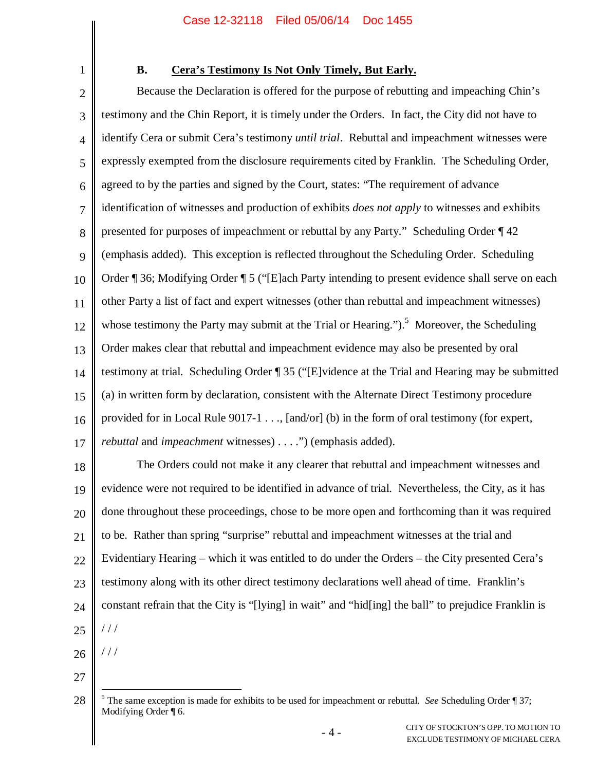### B. **Cera's Testimony Is Not Only Timely, But Early.**

Because the Declaration is offered for the purpose of rebutting and impeaching Chin's testimony and the Chin Report, it is timely under the Orders. In fact, the City did not have to identify Cera or submit Cera's testimony *until trial*. Rebuttal and impeachment witnesses were expressly exempted from the disclosure requirements cited by Franklin. The Scheduling Order, agreed to by the parties and signed by the Court, states: "The requirement of advance identification of witnesses and production of exhibits *does not apply* to witnesses and exhibits presented for purposes of impeachment or rebuttal by any Party." Scheduling Order ¶ 42 (emphasis added). This exception is reflected throughout the Scheduling Order. Scheduling Order ¶ 36; Modifying Order ¶ 5 ("[E]ach Party intending to present evidence shall serve on each other Party a list of fact and expert witnesses (other than rebuttal and impeachment witnesses) whose testimony the Party may submit at the Trial or Hearing.").[5] Moreover, the Scheduling Order makes clear that rebuttal and impeachment evidence may also be presented by oral testimony at trial. Scheduling Order ¶ 35 ("[E]vidence at the Trial and Hearing may be submitted (a) in written form by declaration, consistent with the Alternate Direct Testimony procedure provided for in Local Rule 9017-1 . . ., [and/or] (b) in the form of oral testimony (for expert, *rebuttal* and *impeachment* witnesses) . . . .") (emphasis added).

The Orders could not make it any clearer that rebuttal and impeachment witnesses and evidence were not required to be identified in advance of trial. Nevertheless, the City, as it has done throughout these proceedings, chose to be more open and forthcoming than it was required to be. Rather than spring "surprise" rebuttal and impeachment witnesses at the trial and Evidentiary Hearing – which it was entitled to do under the Orders – the City presented Cera's testimony along with its other direct testimony declarations well ahead of time. Franklin's constant refrain that the City is "[lying] in wait" and "hid[ing] the ball" to prejudice Franklin is

/ / /

/ / /

[5] The same exception is made for exhibits to be used for impeachment or rebuttal. *See* Scheduling Order ¶ 37; Modifying Order ¶ 6.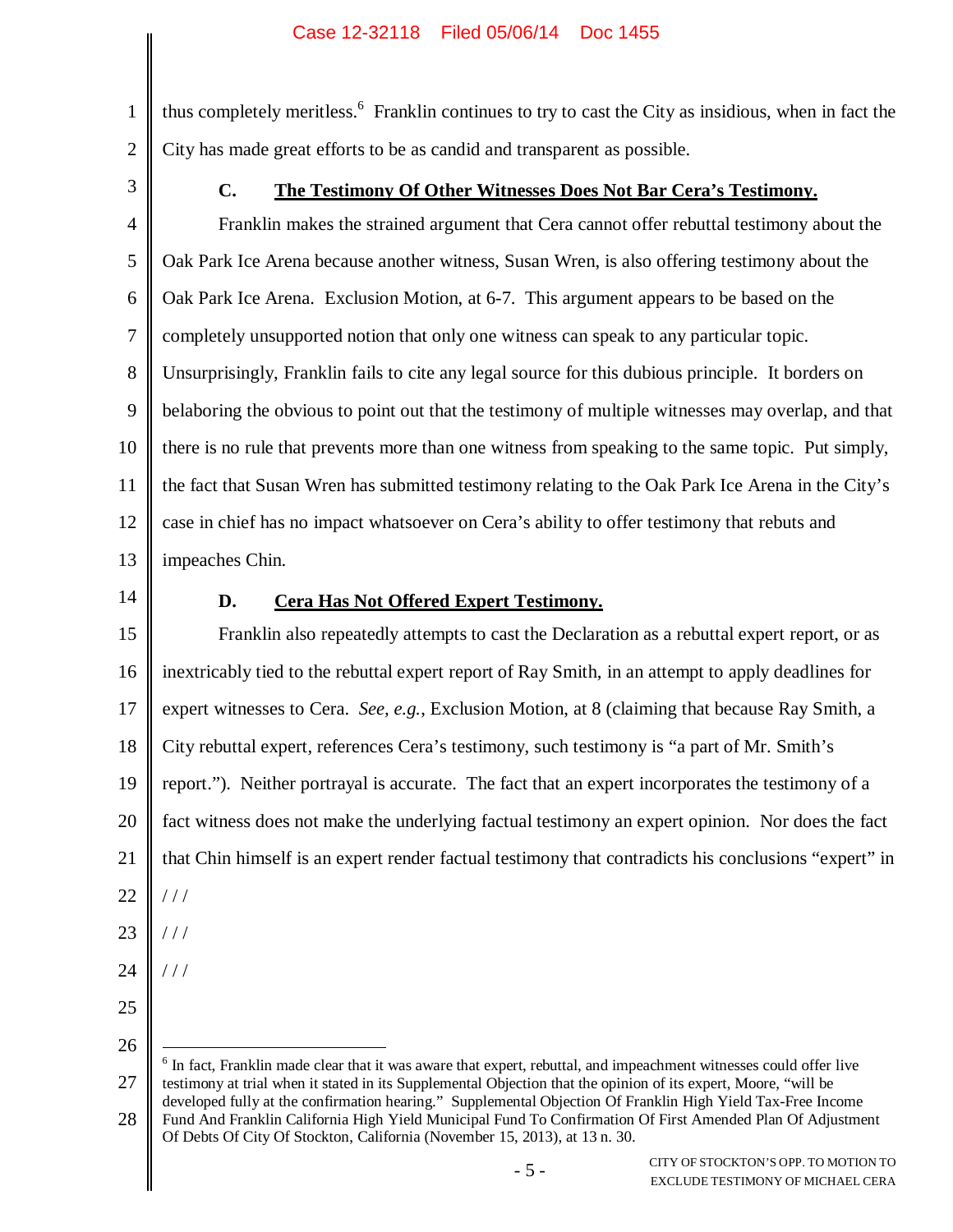thus completely meritless.[6] Franklin continues to try to cast the City as insidious, when in fact the City has made great efforts to be as candid and transparent as possible.

### C. The Testimony Of Other Witnesses Does Not Bar Cera's Testimony.

Franklin makes the strained argument that Cera cannot offer rebuttal testimony about the Oak Park Ice Arena because another witness, Susan Wren, is also offering testimony about the Oak Park Ice Arena. Exclusion Motion, at 6-7. This argument appears to be based on the completely unsupported notion that only one witness can speak to any particular topic. Unsurprisingly, Franklin fails to cite any legal source for this dubious principle. It borders on belaboring the obvious to point out that the testimony of multiple witnesses may overlap, and that there is no rule that prevents more than one witness from speaking to the same topic. Put simply, the fact that Susan Wren has submitted testimony relating to the Oak Park Ice Arena in the City's case in chief has no impact whatsoever on Cera's ability to offer testimony that rebuts and impeaches Chin.

### D. Cera Has Not Offered Expert Testimony.

Franklin also repeatedly attempts to cast the Declaration as a rebuttal expert report, or as inextricably tied to the rebuttal expert report of Ray Smith, in an attempt to apply deadlines for expert witnesses to Cera. *See, e.g.*, Exclusion Motion, at 8 (claiming that because Ray Smith, a City rebuttal expert, references Cera's testimony, such testimony is "a part of Mr. Smith's report."). Neither portrayal is accurate. The fact that an expert incorporates the testimony of a fact witness does not make the underlying factual testimony an expert opinion. Nor does the fact that Chin himself is an expert render factual testimony that contradicts his conclusions "expert" in

/ / /

/ / /

/ / /

---

[6] In fact, Franklin made clear that it was aware that expert, rebuttal, and impeachment witnesses could offer live testimony at trial when it stated in its Supplemental Objection that the opinion of its expert, Moore, "will be developed fully at the confirmation hearing." Supplemental Objection Of Franklin High Yield Tax-Free Income Fund And Franklin California High Yield Municipal Fund To Confirmation Of First Amended Plan Of Adjustment Of Debts Of City Of Stockton, California (November 15, 2013), at 13 n. 30.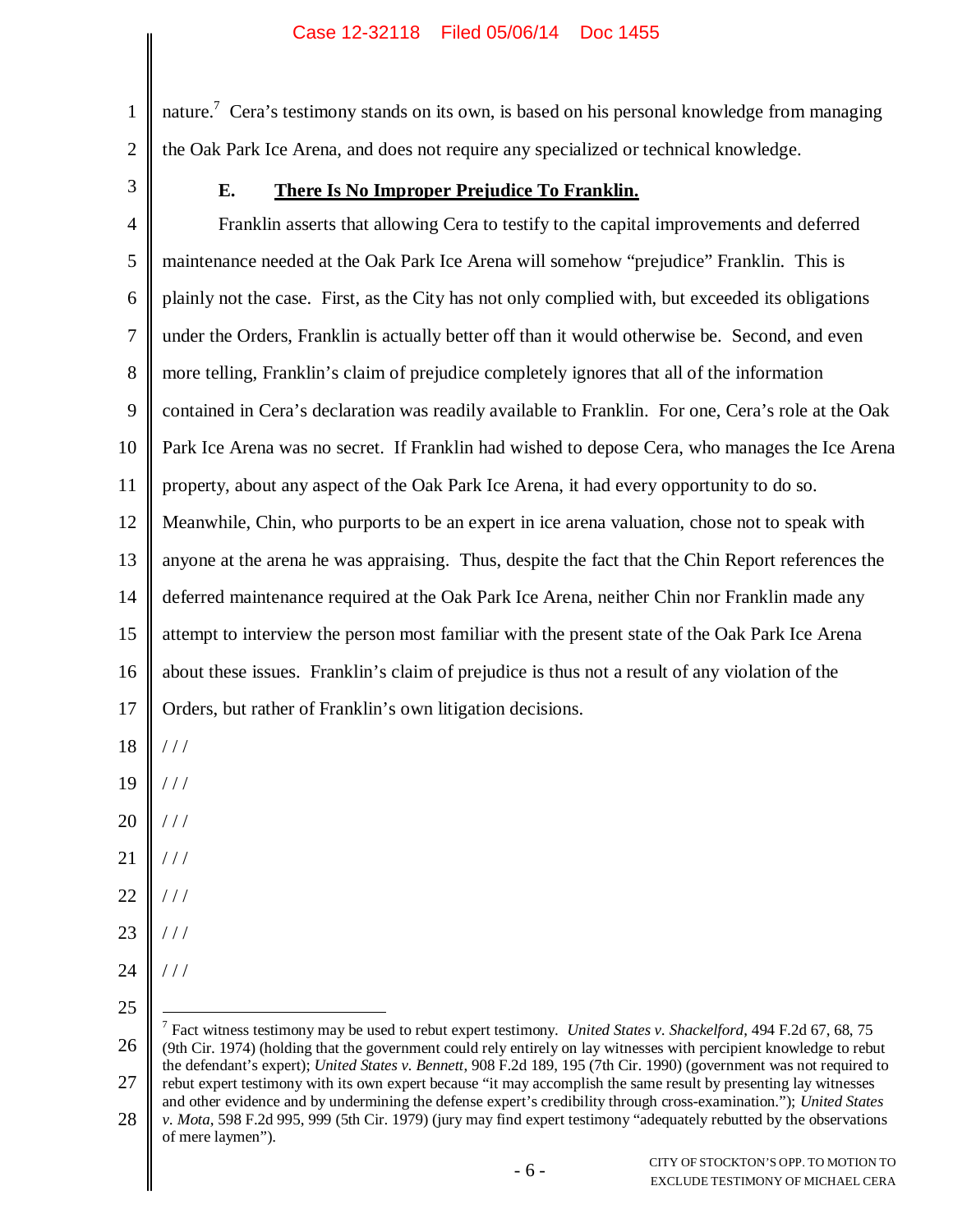nature.[7] Cera's testimony stands on its own, is based on his personal knowledge from managing the Oak Park Ice Arena, and does not require any specialized or technical knowledge.

### E. **There Is No Improper Prejudice To Franklin.**

Franklin asserts that allowing Cera to testify to the capital improvements and deferred maintenance needed at the Oak Park Ice Arena will somehow "prejudice" Franklin. This is plainly not the case. First, as the City has not only complied with, but exceeded its obligations under the Orders, Franklin is actually better off than it would otherwise be. Second, and even more telling, Franklin's claim of prejudice completely ignores that all of the information contained in Cera's declaration was readily available to Franklin. For one, Cera's role at the Oak Park Ice Arena was no secret. If Franklin had wished to depose Cera, who manages the Ice Arena property, about any aspect of the Oak Park Ice Arena, it had every opportunity to do so. Meanwhile, Chin, who purports to be an expert in ice arena valuation, chose not to speak with anyone at the arena he was appraising. Thus, despite the fact that the Chin Report references the deferred maintenance required at the Oak Park Ice Arena, neither Chin nor Franklin made any attempt to interview the person most familiar with the present state of the Oak Park Ice Arena about these issues. Franklin's claim of prejudice is thus not a result of any violation of the Orders, but rather of Franklin's own litigation decisions.

/ / /

/ / /

/ / /

/ / /

/ / /

/ / /

/ / /

---

[7] Fact witness testimony may be used to rebut expert testimony. *United States v. Shackelford*, 494 F.2d 67, 68, 75 (9th Cir. 1974) (holding that the government could rely entirely on lay witnesses with percipient knowledge to rebut the defendant's expert); *United States v. Bennett*, 908 F.2d 189, 195 (7th Cir. 1990) (government was not required to rebut expert testimony with its own expert because "it may accomplish the same result by presenting lay witnesses and other evidence and by undermining the defense expert's credibility through cross-examination."); *United States v. Mota*, 598 F.2d 995, 999 (5th Cir. 1979) (jury may find expert testimony "adequately rebutted by the observations of mere laymen").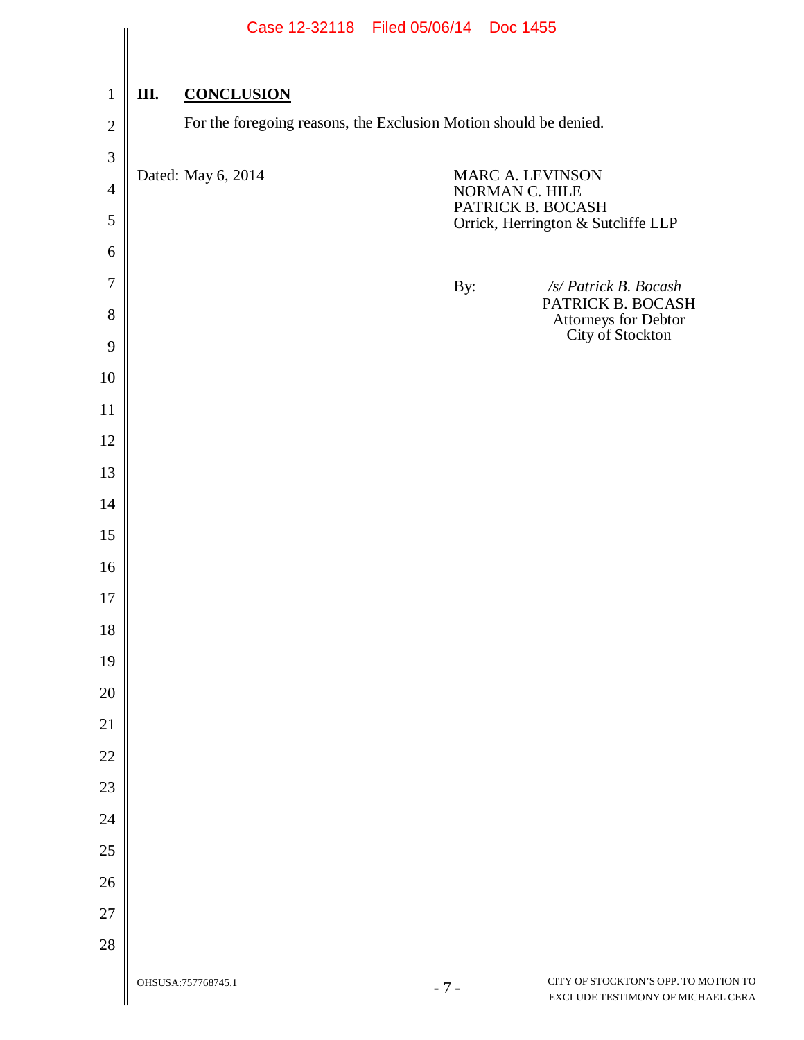## III. CONCLUSION

For the foregoing reasons, the Exclusion Motion should be denied.

Dated: May 6, 2014

MARC A. LEVINSON
NORMAN C. HILE
PATRICK B. BOCASH
Orrick, Herrington & Sutcliffe LLP

By: *\/s\/ Patrick B. Bocash*
PATRICK B. BOCASH
Attorneys for Debtor
City of Stockton